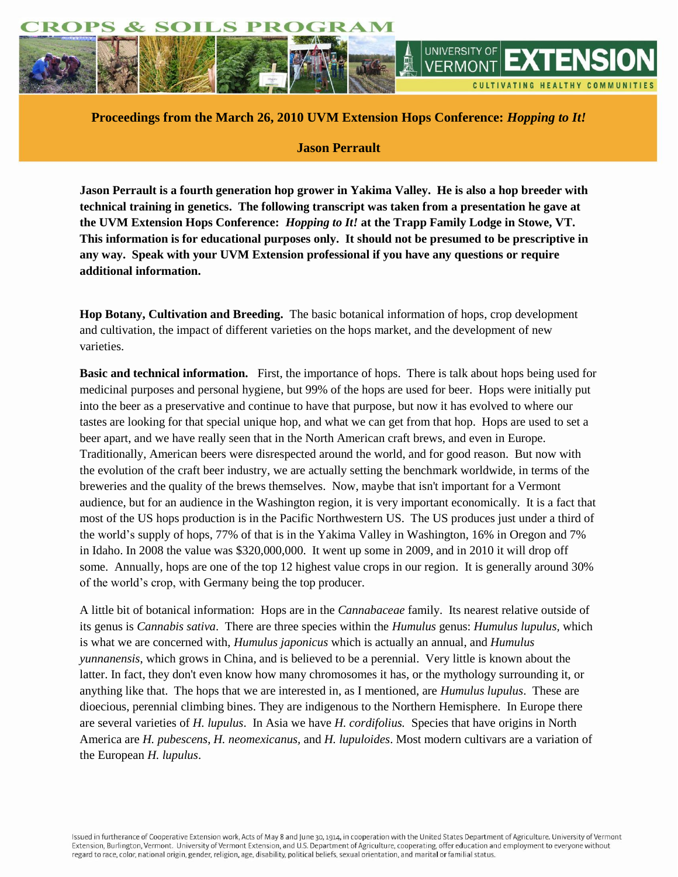CROPS & SOILS PROGRAM

UNIVERSITY OF VERMONT EXTENSION

CULTIVATING HEALTHY COMMUNITIES

**Proceedings from the March 26, 2010 UVM Extension Hops Conference: *Hopping to It!***

**Jason Perrault**

**Jason Perrault is a fourth generation hop grower in Yakima Valley. He is also a hop breeder with technical training in genetics. The following transcript was taken from a presentation he gave at the UVM Extension Hops Conference: *Hopping to It!* at the Trapp Family Lodge in Stowe, VT. This information is for educational purposes only. It should not be presumed to be prescriptive in any way. Speak with your UVM Extension professional if you have any questions or require additional information.**

**Hop Botany, Cultivation and Breeding.** The basic botanical information of hops, crop development and cultivation, the impact of different varieties on the hops market, and the development of new varieties.

**Basic and technical information.** First, the importance of hops. There is talk about hops being used for medicinal purposes and personal hygiene, but 99% of the hops are used for beer. Hops were initially put into the beer as a preservative and continue to have that purpose, but now it has evolved to where our tastes are looking for that special unique hop, and what we can get from that hop. Hops are used to set a beer apart, and we have really seen that in the North American craft brews, and even in Europe. Traditionally, American beers were disrespected around the world, and for good reason. But now with the evolution of the craft beer industry, we are actually setting the benchmark worldwide, in terms of the breweries and the quality of the brews themselves. Now, maybe that isn't important for a Vermont audience, but for an audience in the Washington region, it is very important economically. It is a fact that most of the US hops production is in the Pacific Northwestern US. The US produces just under a third of the world's supply of hops, 77% of that is in the Yakima Valley in Washington, 16% in Oregon and 7% in Idaho. In 2008 the value was $320,000,000. It went up some in 2009, and in 2010 it will drop off some. Annually, hops are one of the top 12 highest value crops in our region. It is generally around 30% of the world's crop, with Germany being the top producer.

A little bit of botanical information: Hops are in the *Cannabaceae* family. Its nearest relative outside of its genus is *Cannabis sativa*. There are three species within the *Humulus* genus: *Humulus lupulus*, which is what we are concerned with, *Humulus japonicus* which is actually an annual, and *Humulus yunnanensis*, which grows in China, and is believed to be a perennial. Very little is known about the latter. In fact, they don't even know how many chromosomes it has, or the mythology surrounding it, or anything like that. The hops that we are interested in, as I mentioned, are *Humulus lupulus*. These are dioecious, perennial climbing bines. They are indigenous to the Northern Hemisphere. In Europe there are several varieties of *H. lupulus*. In Asia we have *H. cordifolius.* Species that have origins in North America are *H. pubescens*, *H. neomexicanus*, and *H. lupuloides*. Most modern cultivars are a variation of the European *H. lupulus*.

Issued in furtherance of Cooperative Extension work, Acts of May 8 and June 30, 1914, in cooperation with the United States Department of Agriculture. University of Vermont Extension, Burlington, Vermont. University of Vermont Extension, and U.S. Department of Agriculture, cooperating, offer education and employment to everyone without regard to race, color, national origin, gender, religion, age, disability, political beliefs, sexual orientation, and marital or familial status.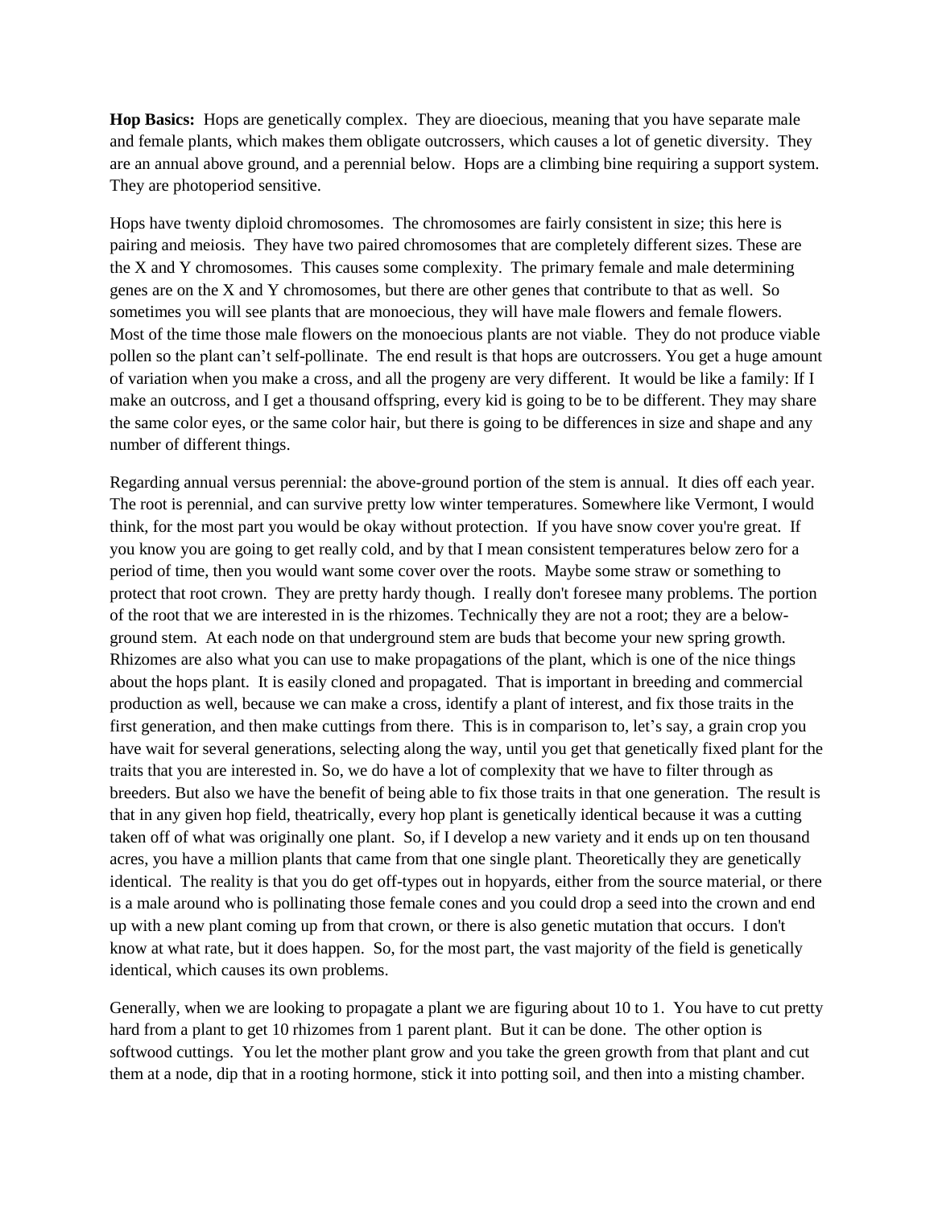**Hop Basics:** Hops are genetically complex. They are dioecious, meaning that you have separate male and female plants, which makes them obligate outcrossers, which causes a lot of genetic diversity. They are an annual above ground, and a perennial below. Hops are a climbing bine requiring a support system. They are photoperiod sensitive.

Hops have twenty diploid chromosomes. The chromosomes are fairly consistent in size; this here is pairing and meiosis. They have two paired chromosomes that are completely different sizes. These are the X and Y chromosomes. This causes some complexity. The primary female and male determining genes are on the X and Y chromosomes, but there are other genes that contribute to that as well. So sometimes you will see plants that are monoecious, they will have male flowers and female flowers. Most of the time those male flowers on the monoecious plants are not viable. They do not produce viable pollen so the plant can't self-pollinate. The end result is that hops are outcrossers. You get a huge amount of variation when you make a cross, and all the progeny are very different. It would be like a family: If I make an outcross, and I get a thousand offspring, every kid is going to be to be different. They may share the same color eyes, or the same color hair, but there is going to be differences in size and shape and any number of different things.

Regarding annual versus perennial: the above-ground portion of the stem is annual. It dies off each year. The root is perennial, and can survive pretty low winter temperatures. Somewhere like Vermont, I would think, for the most part you would be okay without protection. If you have snow cover you're great. If you know you are going to get really cold, and by that I mean consistent temperatures below zero for a period of time, then you would want some cover over the roots. Maybe some straw or something to protect that root crown. They are pretty hardy though. I really don't foresee many problems. The portion of the root that we are interested in is the rhizomes. Technically they are not a root; they are a below-ground stem. At each node on that underground stem are buds that become your new spring growth. Rhizomes are also what you can use to make propagations of the plant, which is one of the nice things about the hops plant. It is easily cloned and propagated. That is important in breeding and commercial production as well, because we can make a cross, identify a plant of interest, and fix those traits in the first generation, and then make cuttings from there. This is in comparison to, let's say, a grain crop you have wait for several generations, selecting along the way, until you get that genetically fixed plant for the traits that you are interested in. So, we do have a lot of complexity that we have to filter through as breeders. But also we have the benefit of being able to fix those traits in that one generation. The result is that in any given hop field, theatrically, every hop plant is genetically identical because it was a cutting taken off of what was originally one plant. So, if I develop a new variety and it ends up on ten thousand acres, you have a million plants that came from that one single plant. Theoretically they are genetically identical. The reality is that you do get off-types out in hopyards, either from the source material, or there is a male around who is pollinating those female cones and you could drop a seed into the crown and end up with a new plant coming up from that crown, or there is also genetic mutation that occurs. I don't know at what rate, but it does happen. So, for the most part, the vast majority of the field is genetically identical, which causes its own problems.

Generally, when we are looking to propagate a plant we are figuring about 10 to 1. You have to cut pretty hard from a plant to get 10 rhizomes from 1 parent plant. But it can be done. The other option is softwood cuttings. You let the mother plant grow and you take the green growth from that plant and cut them at a node, dip that in a rooting hormone, stick it into potting soil, and then into a misting chamber.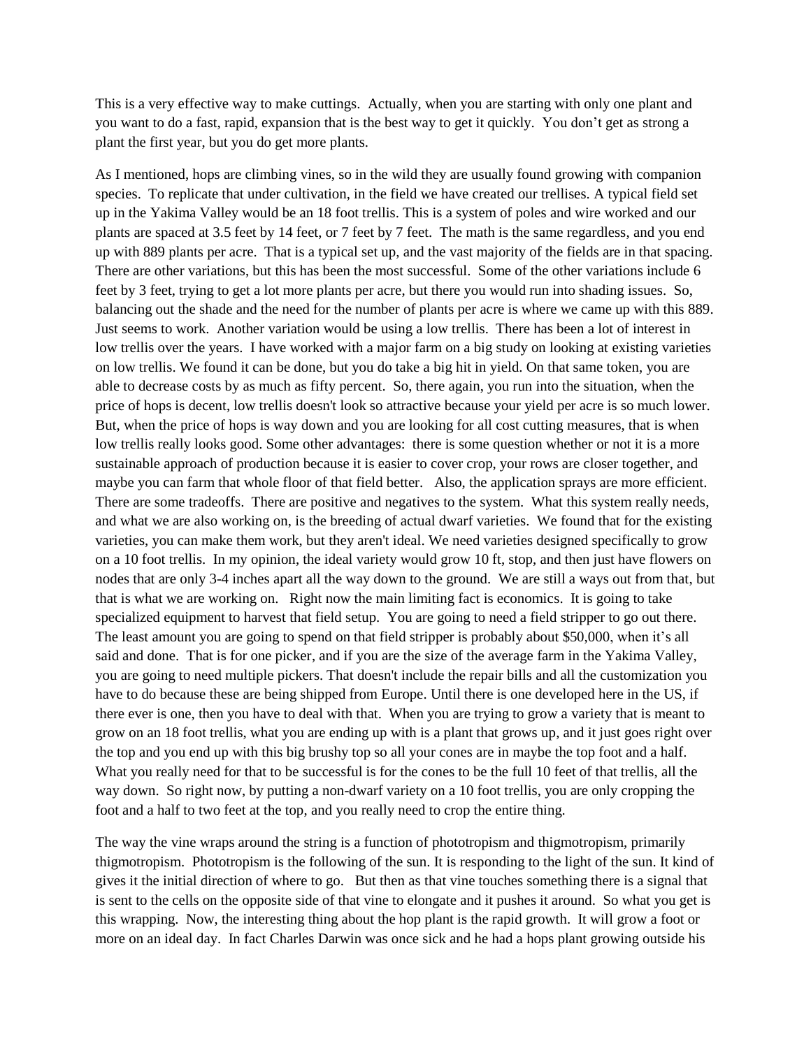This is a very effective way to make cuttings. Actually, when you are starting with only one plant and you want to do a fast, rapid, expansion that is the best way to get it quickly. You don't get as strong a plant the first year, but you do get more plants.

As I mentioned, hops are climbing vines, so in the wild they are usually found growing with companion species. To replicate that under cultivation, in the field we have created our trellises. A typical field set up in the Yakima Valley would be an 18 foot trellis. This is a system of poles and wire worked and our plants are spaced at 3.5 feet by 14 feet, or 7 feet by 7 feet. The math is the same regardless, and you end up with 889 plants per acre. That is a typical set up, and the vast majority of the fields are in that spacing. There are other variations, but this has been the most successful. Some of the other variations include 6 feet by 3 feet, trying to get a lot more plants per acre, but there you would run into shading issues. So, balancing out the shade and the need for the number of plants per acre is where we came up with this 889. Just seems to work. Another variation would be using a low trellis. There has been a lot of interest in low trellis over the years. I have worked with a major farm on a big study on looking at existing varieties on low trellis. We found it can be done, but you do take a big hit in yield. On that same token, you are able to decrease costs by as much as fifty percent. So, there again, you run into the situation, when the price of hops is decent, low trellis doesn't look so attractive because your yield per acre is so much lower. But, when the price of hops is way down and you are looking for all cost cutting measures, that is when low trellis really looks good. Some other advantages: there is some question whether or not it is a more sustainable approach of production because it is easier to cover crop, your rows are closer together, and maybe you can farm that whole floor of that field better. Also, the application sprays are more efficient. There are some tradeoffs. There are positive and negatives to the system. What this system really needs, and what we are also working on, is the breeding of actual dwarf varieties. We found that for the existing varieties, you can make them work, but they aren't ideal. We need varieties designed specifically to grow on a 10 foot trellis. In my opinion, the ideal variety would grow 10 ft, stop, and then just have flowers on nodes that are only 3-4 inches apart all the way down to the ground. We are still a ways out from that, but that is what we are working on. Right now the main limiting fact is economics. It is going to take specialized equipment to harvest that field setup. You are going to need a field stripper to go out there. The least amount you are going to spend on that field stripper is probably about $50,000, when it's all said and done. That is for one picker, and if you are the size of the average farm in the Yakima Valley, you are going to need multiple pickers. That doesn't include the repair bills and all the customization you have to do because these are being shipped from Europe. Until there is one developed here in the US, if there ever is one, then you have to deal with that. When you are trying to grow a variety that is meant to grow on an 18 foot trellis, what you are ending up with is a plant that grows up, and it just goes right over the top and you end up with this big brushy top so all your cones are in maybe the top foot and a half. What you really need for that to be successful is for the cones to be the full 10 feet of that trellis, all the way down. So right now, by putting a non-dwarf variety on a 10 foot trellis, you are only cropping the foot and a half to two feet at the top, and you really need to crop the entire thing.

The way the vine wraps around the string is a function of phototropism and thigmotropism, primarily thigmotropism. Phototropism is the following of the sun. It is responding to the light of the sun. It kind of gives it the initial direction of where to go. But then as that vine touches something there is a signal that is sent to the cells on the opposite side of that vine to elongate and it pushes it around. So what you get is this wrapping. Now, the interesting thing about the hop plant is the rapid growth. It will grow a foot or more on an ideal day. In fact Charles Darwin was once sick and he had a hops plant growing outside his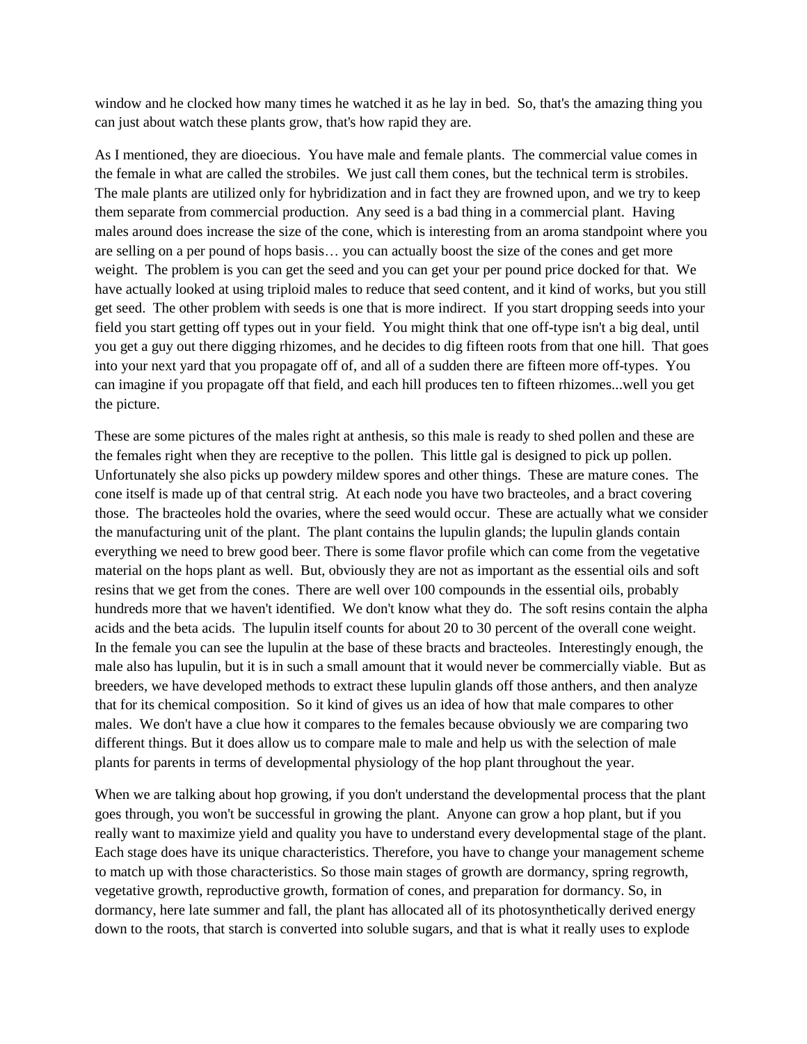window and he clocked how many times he watched it as he lay in bed. So, that's the amazing thing you can just about watch these plants grow, that's how rapid they are.

As I mentioned, they are dioecious. You have male and female plants. The commercial value comes in the female in what are called the strobiles. We just call them cones, but the technical term is strobiles. The male plants are utilized only for hybridization and in fact they are frowned upon, and we try to keep them separate from commercial production. Any seed is a bad thing in a commercial plant. Having males around does increase the size of the cone, which is interesting from an aroma standpoint where you are selling on a per pound of hops basis… you can actually boost the size of the cones and get more weight. The problem is you can get the seed and you can get your per pound price docked for that. We have actually looked at using triploid males to reduce that seed content, and it kind of works, but you still get seed. The other problem with seeds is one that is more indirect. If you start dropping seeds into your field you start getting off types out in your field. You might think that one off-type isn't a big deal, until you get a guy out there digging rhizomes, and he decides to dig fifteen roots from that one hill. That goes into your next yard that you propagate off of, and all of a sudden there are fifteen more off-types. You can imagine if you propagate off that field, and each hill produces ten to fifteen rhizomes...well you get the picture.

These are some pictures of the males right at anthesis, so this male is ready to shed pollen and these are the females right when they are receptive to the pollen. This little gal is designed to pick up pollen. Unfortunately she also picks up powdery mildew spores and other things. These are mature cones. The cone itself is made up of that central strig. At each node you have two bracteoles, and a bract covering those. The bracteoles hold the ovaries, where the seed would occur. These are actually what we consider the manufacturing unit of the plant. The plant contains the lupulin glands; the lupulin glands contain everything we need to brew good beer. There is some flavor profile which can come from the vegetative material on the hops plant as well. But, obviously they are not as important as the essential oils and soft resins that we get from the cones. There are well over 100 compounds in the essential oils, probably hundreds more that we haven't identified. We don't know what they do. The soft resins contain the alpha acids and the beta acids. The lupulin itself counts for about 20 to 30 percent of the overall cone weight. In the female you can see the lupulin at the base of these bracts and bracteoles. Interestingly enough, the male also has lupulin, but it is in such a small amount that it would never be commercially viable. But as breeders, we have developed methods to extract these lupulin glands off those anthers, and then analyze that for its chemical composition. So it kind of gives us an idea of how that male compares to other males. We don't have a clue how it compares to the females because obviously we are comparing two different things. But it does allow us to compare male to male and help us with the selection of male plants for parents in terms of developmental physiology of the hop plant throughout the year.

When we are talking about hop growing, if you don't understand the developmental process that the plant goes through, you won't be successful in growing the plant. Anyone can grow a hop plant, but if you really want to maximize yield and quality you have to understand every developmental stage of the plant. Each stage does have its unique characteristics. Therefore, you have to change your management scheme to match up with those characteristics. So those main stages of growth are dormancy, spring regrowth, vegetative growth, reproductive growth, formation of cones, and preparation for dormancy. So, in dormancy, here late summer and fall, the plant has allocated all of its photosynthetically derived energy down to the roots, that starch is converted into soluble sugars, and that is what it really uses to explode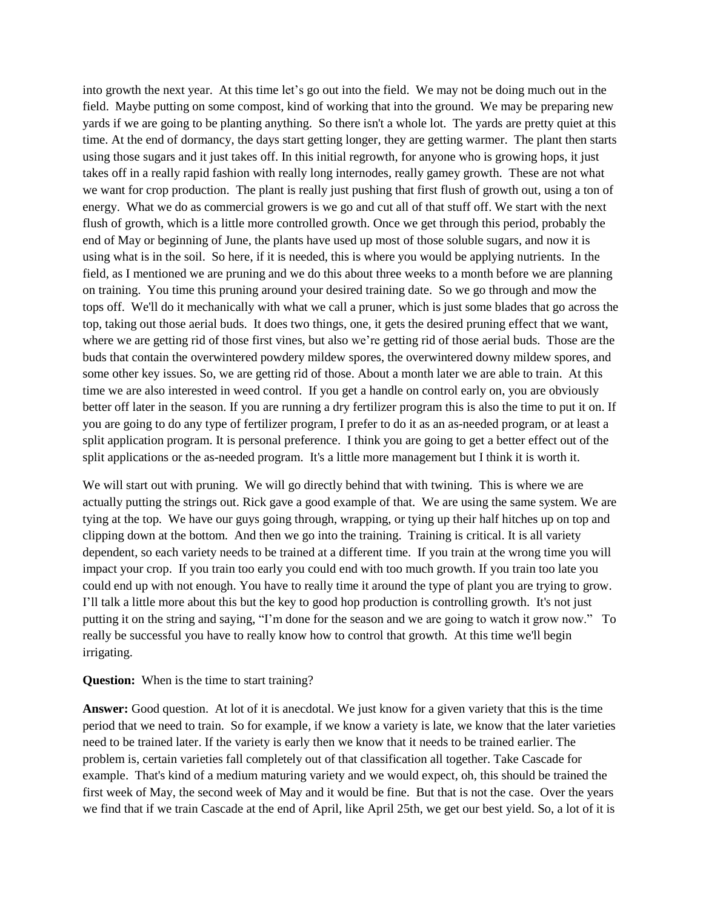into growth the next year. At this time let's go out into the field. We may not be doing much out in the field. Maybe putting on some compost, kind of working that into the ground. We may be preparing new yards if we are going to be planting anything. So there isn't a whole lot. The yards are pretty quiet at this time. At the end of dormancy, the days start getting longer, they are getting warmer. The plant then starts using those sugars and it just takes off. In this initial regrowth, for anyone who is growing hops, it just takes off in a really rapid fashion with really long internodes, really gamey growth. These are not what we want for crop production. The plant is really just pushing that first flush of growth out, using a ton of energy. What we do as commercial growers is we go and cut all of that stuff off. We start with the next flush of growth, which is a little more controlled growth. Once we get through this period, probably the end of May or beginning of June, the plants have used up most of those soluble sugars, and now it is using what is in the soil. So here, if it is needed, this is where you would be applying nutrients. In the field, as I mentioned we are pruning and we do this about three weeks to a month before we are planning on training. You time this pruning around your desired training date. So we go through and mow the tops off. We'll do it mechanically with what we call a pruner, which is just some blades that go across the top, taking out those aerial buds. It does two things, one, it gets the desired pruning effect that we want, where we are getting rid of those first vines, but also we're getting rid of those aerial buds. Those are the buds that contain the overwintered powdery mildew spores, the overwintered downy mildew spores, and some other key issues. So, we are getting rid of those. About a month later we are able to train. At this time we are also interested in weed control. If you get a handle on control early on, you are obviously better off later in the season. If you are running a dry fertilizer program this is also the time to put it on. If you are going to do any type of fertilizer program, I prefer to do it as an as-needed program, or at least a split application program. It is personal preference. I think you are going to get a better effect out of the split applications or the as-needed program. It's a little more management but I think it is worth it.

We will start out with pruning. We will go directly behind that with twining. This is where we are actually putting the strings out. Rick gave a good example of that. We are using the same system. We are tying at the top. We have our guys going through, wrapping, or tying up their half hitches up on top and clipping down at the bottom. And then we go into the training. Training is critical. It is all variety dependent, so each variety needs to be trained at a different time. If you train at the wrong time you will impact your crop. If you train too early you could end with too much growth. If you train too late you could end up with not enough. You have to really time it around the type of plant you are trying to grow. I'll talk a little more about this but the key to good hop production is controlling growth. It's not just putting it on the string and saying, "I'm done for the season and we are going to watch it grow now." To really be successful you have to really know how to control that growth. At this time we'll begin irrigating.

**Question:** When is the time to start training?

**Answer:** Good question. At lot of it is anecdotal. We just know for a given variety that this is the time period that we need to train. So for example, if we know a variety is late, we know that the later varieties need to be trained later. If the variety is early then we know that it needs to be trained earlier. The problem is, certain varieties fall completely out of that classification all together. Take Cascade for example. That's kind of a medium maturing variety and we would expect, oh, this should be trained the first week of May, the second week of May and it would be fine. But that is not the case. Over the years we find that if we train Cascade at the end of April, like April 25th, we get our best yield. So, a lot of it is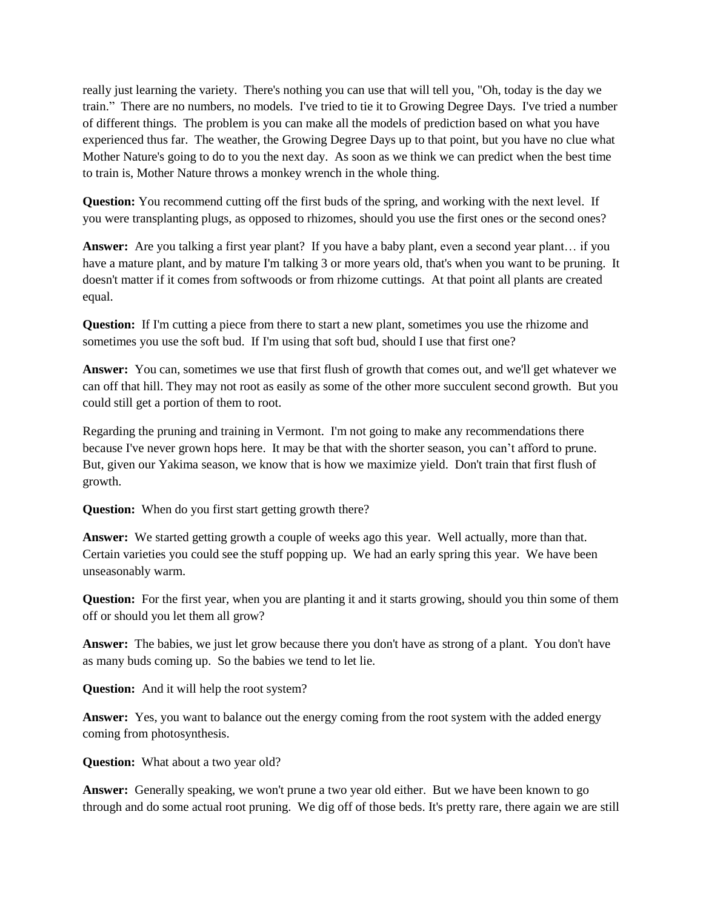really just learning the variety. There's nothing you can use that will tell you, "Oh, today is the day we train." There are no numbers, no models. I've tried to tie it to Growing Degree Days. I've tried a number of different things. The problem is you can make all the models of prediction based on what you have experienced thus far. The weather, the Growing Degree Days up to that point, but you have no clue what Mother Nature's going to do to you the next day. As soon as we think we can predict when the best time to train is, Mother Nature throws a monkey wrench in the whole thing.

**Question:** You recommend cutting off the first buds of the spring, and working with the next level. If you were transplanting plugs, as opposed to rhizomes, should you use the first ones or the second ones?

**Answer:** Are you talking a first year plant? If you have a baby plant, even a second year plant… if you have a mature plant, and by mature I'm talking 3 or more years old, that's when you want to be pruning. It doesn't matter if it comes from softwoods or from rhizome cuttings. At that point all plants are created equal.

**Question:** If I'm cutting a piece from there to start a new plant, sometimes you use the rhizome and sometimes you use the soft bud. If I'm using that soft bud, should I use that first one?

**Answer:** You can, sometimes we use that first flush of growth that comes out, and we'll get whatever we can off that hill. They may not root as easily as some of the other more succulent second growth. But you could still get a portion of them to root.

Regarding the pruning and training in Vermont. I'm not going to make any recommendations there because I've never grown hops here. It may be that with the shorter season, you can't afford to prune. But, given our Yakima season, we know that is how we maximize yield. Don't train that first flush of growth.

**Question:** When do you first start getting growth there?

**Answer:** We started getting growth a couple of weeks ago this year. Well actually, more than that. Certain varieties you could see the stuff popping up. We had an early spring this year. We have been unseasonably warm.

**Question:** For the first year, when you are planting it and it starts growing, should you thin some of them off or should you let them all grow?

**Answer:** The babies, we just let grow because there you don't have as strong of a plant. You don't have as many buds coming up. So the babies we tend to let lie.

**Question:** And it will help the root system?

**Answer:** Yes, you want to balance out the energy coming from the root system with the added energy coming from photosynthesis.

**Question:** What about a two year old?

**Answer:** Generally speaking, we won't prune a two year old either. But we have been known to go through and do some actual root pruning. We dig off of those beds. It's pretty rare, there again we are still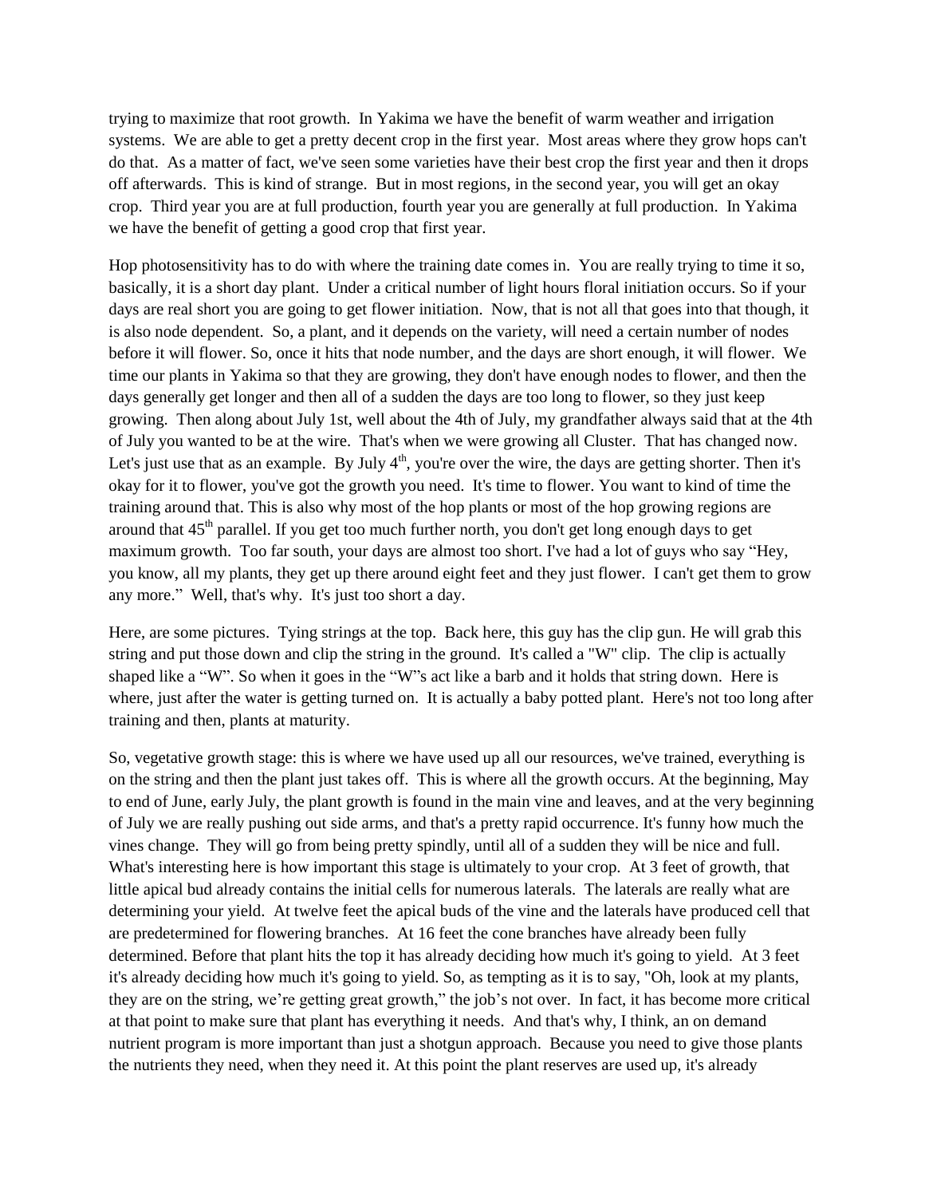trying to maximize that root growth. In Yakima we have the benefit of warm weather and irrigation systems. We are able to get a pretty decent crop in the first year. Most areas where they grow hops can't do that. As a matter of fact, we've seen some varieties have their best crop the first year and then it drops off afterwards. This is kind of strange. But in most regions, in the second year, you will get an okay crop. Third year you are at full production, fourth year you are generally at full production. In Yakima we have the benefit of getting a good crop that first year.

Hop photosensitivity has to do with where the training date comes in. You are really trying to time it so, basically, it is a short day plant. Under a critical number of light hours floral initiation occurs. So if your days are real short you are going to get flower initiation. Now, that is not all that goes into that though, it is also node dependent. So, a plant, and it depends on the variety, will need a certain number of nodes before it will flower. So, once it hits that node number, and the days are short enough, it will flower. We time our plants in Yakima so that they are growing, they don't have enough nodes to flower, and then the days generally get longer and then all of a sudden the days are too long to flower, so they just keep growing. Then along about July 1st, well about the 4th of July, my grandfather always said that at the 4th of July you wanted to be at the wire. That's when we were growing all Cluster. That has changed now. Let's just use that as an example. By July 4th, you're over the wire, the days are getting shorter. Then it's okay for it to flower, you've got the growth you need. It's time to flower. You want to kind of time the training around that. This is also why most of the hop plants or most of the hop growing regions are around that 45th parallel. If you get too much further north, you don't get long enough days to get maximum growth. Too far south, your days are almost too short. I've had a lot of guys who say "Hey, you know, all my plants, they get up there around eight feet and they just flower. I can't get them to grow any more." Well, that's why. It's just too short a day.

Here, are some pictures. Tying strings at the top. Back here, this guy has the clip gun. He will grab this string and put those down and clip the string in the ground. It's called a "W" clip. The clip is actually shaped like a "W". So when it goes in the "W"s act like a barb and it holds that string down. Here is where, just after the water is getting turned on. It is actually a baby potted plant. Here's not too long after training and then, plants at maturity.

So, vegetative growth stage: this is where we have used up all our resources, we've trained, everything is on the string and then the plant just takes off. This is where all the growth occurs. At the beginning, May to end of June, early July, the plant growth is found in the main vine and leaves, and at the very beginning of July we are really pushing out side arms, and that's a pretty rapid occurrence. It's funny how much the vines change. They will go from being pretty spindly, until all of a sudden they will be nice and full. What's interesting here is how important this stage is ultimately to your crop. At 3 feet of growth, that little apical bud already contains the initial cells for numerous laterals. The laterals are really what are determining your yield. At twelve feet the apical buds of the vine and the laterals have produced cell that are predetermined for flowering branches. At 16 feet the cone branches have already been fully determined. Before that plant hits the top it has already deciding how much it's going to yield. At 3 feet it's already deciding how much it's going to yield. So, as tempting as it is to say, "Oh, look at my plants, they are on the string, we're getting great growth," the job's not over. In fact, it has become more critical at that point to make sure that plant has everything it needs. And that's why, I think, an on demand nutrient program is more important than just a shotgun approach. Because you need to give those plants the nutrients they need, when they need it. At this point the plant reserves are used up, it's already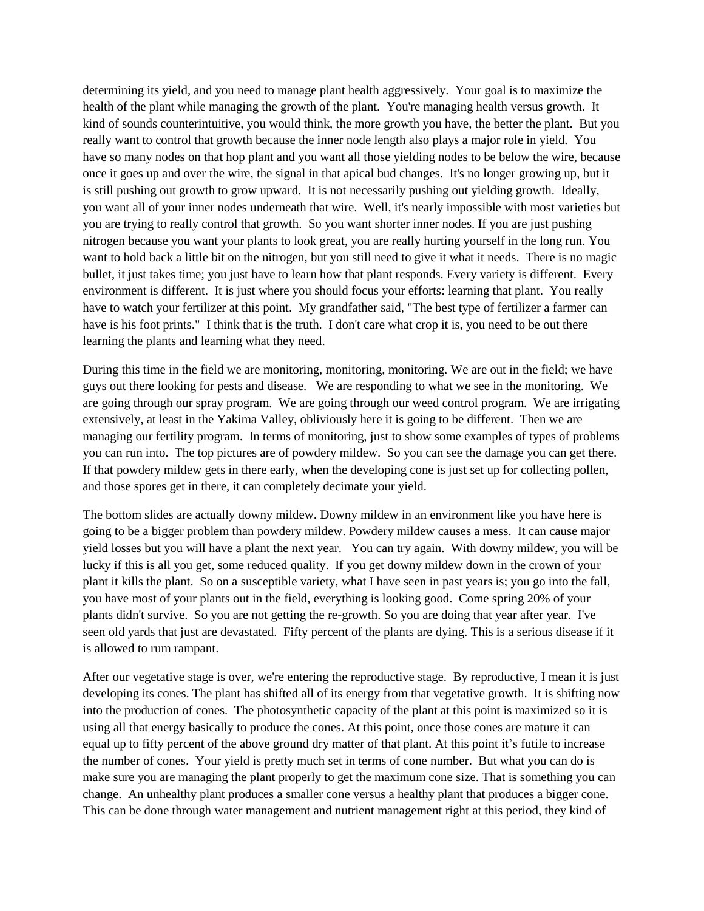determining its yield, and you need to manage plant health aggressively. Your goal is to maximize the health of the plant while managing the growth of the plant. You're managing health versus growth. It kind of sounds counterintuitive, you would think, the more growth you have, the better the plant. But you really want to control that growth because the inner node length also plays a major role in yield. You have so many nodes on that hop plant and you want all those yielding nodes to be below the wire, because once it goes up and over the wire, the signal in that apical bud changes. It's no longer growing up, but it is still pushing out growth to grow upward. It is not necessarily pushing out yielding growth. Ideally, you want all of your inner nodes underneath that wire. Well, it's nearly impossible with most varieties but you are trying to really control that growth. So you want shorter inner nodes. If you are just pushing nitrogen because you want your plants to look great, you are really hurting yourself in the long run. You want to hold back a little bit on the nitrogen, but you still need to give it what it needs. There is no magic bullet, it just takes time; you just have to learn how that plant responds. Every variety is different. Every environment is different. It is just where you should focus your efforts: learning that plant. You really have to watch your fertilizer at this point. My grandfather said, "The best type of fertilizer a farmer can have is his foot prints." I think that is the truth. I don't care what crop it is, you need to be out there learning the plants and learning what they need.

During this time in the field we are monitoring, monitoring, monitoring. We are out in the field; we have guys out there looking for pests and disease. We are responding to what we see in the monitoring. We are going through our spray program. We are going through our weed control program. We are irrigating extensively, at least in the Yakima Valley, obliviously here it is going to be different. Then we are managing our fertility program. In terms of monitoring, just to show some examples of types of problems you can run into. The top pictures are of powdery mildew. So you can see the damage you can get there. If that powdery mildew gets in there early, when the developing cone is just set up for collecting pollen, and those spores get in there, it can completely decimate your yield.

The bottom slides are actually downy mildew. Downy mildew in an environment like you have here is going to be a bigger problem than powdery mildew. Powdery mildew causes a mess. It can cause major yield losses but you will have a plant the next year. You can try again. With downy mildew, you will be lucky if this is all you get, some reduced quality. If you get downy mildew down in the crown of your plant it kills the plant. So on a susceptible variety, what I have seen in past years is; you go into the fall, you have most of your plants out in the field, everything is looking good. Come spring 20% of your plants didn't survive. So you are not getting the re-growth. So you are doing that year after year. I've seen old yards that just are devastated. Fifty percent of the plants are dying. This is a serious disease if it is allowed to rum rampant.

After our vegetative stage is over, we're entering the reproductive stage. By reproductive, I mean it is just developing its cones. The plant has shifted all of its energy from that vegetative growth. It is shifting now into the production of cones. The photosynthetic capacity of the plant at this point is maximized so it is using all that energy basically to produce the cones. At this point, once those cones are mature it can equal up to fifty percent of the above ground dry matter of that plant. At this point it's futile to increase the number of cones. Your yield is pretty much set in terms of cone number. But what you can do is make sure you are managing the plant properly to get the maximum cone size. That is something you can change. An unhealthy plant produces a smaller cone versus a healthy plant that produces a bigger cone. This can be done through water management and nutrient management right at this period, they kind of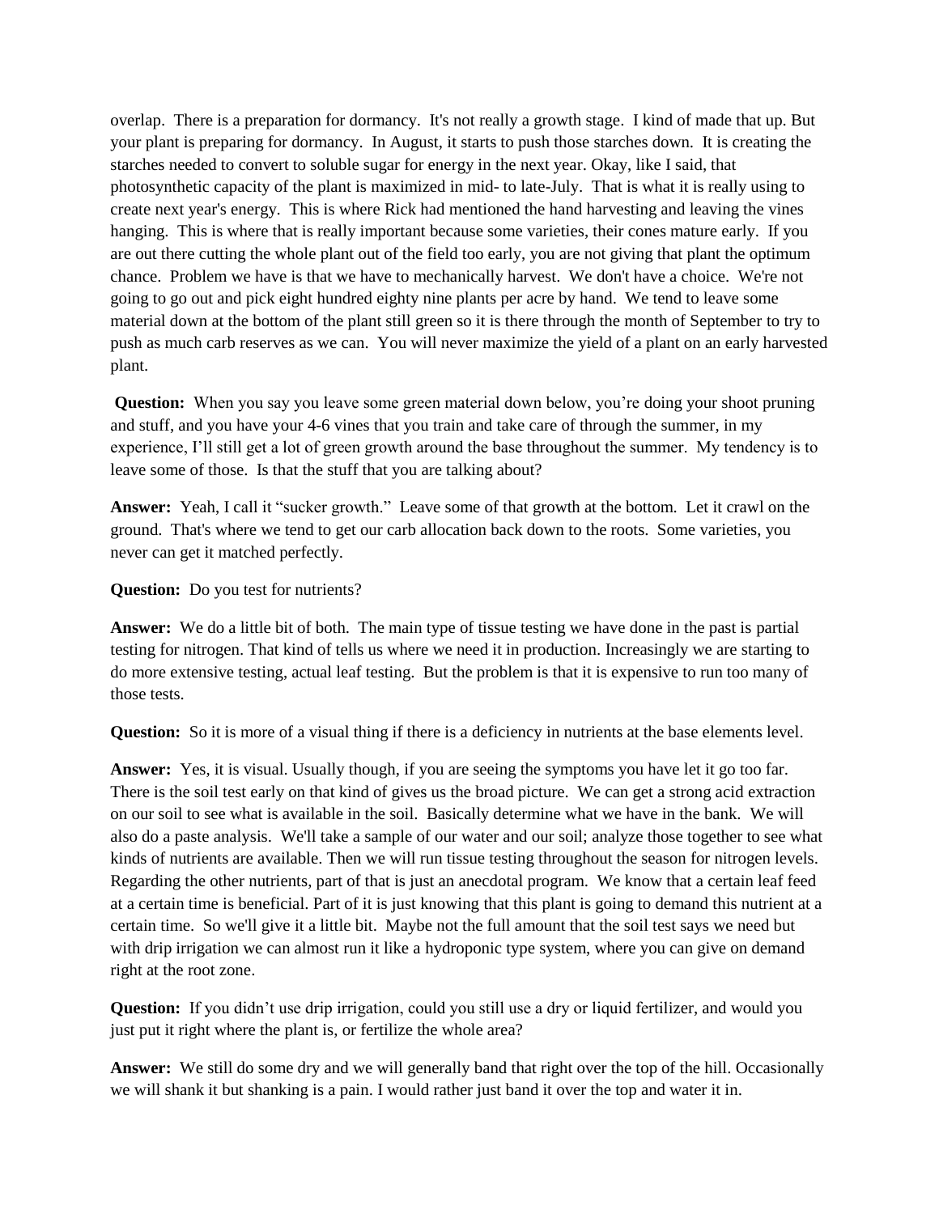overlap. There is a preparation for dormancy. It's not really a growth stage. I kind of made that up. But your plant is preparing for dormancy. In August, it starts to push those starches down. It is creating the starches needed to convert to soluble sugar for energy in the next year. Okay, like I said, that photosynthetic capacity of the plant is maximized in mid- to late-July. That is what it is really using to create next year's energy. This is where Rick had mentioned the hand harvesting and leaving the vines hanging. This is where that is really important because some varieties, their cones mature early. If you are out there cutting the whole plant out of the field too early, you are not giving that plant the optimum chance. Problem we have is that we have to mechanically harvest. We don't have a choice. We're not going to go out and pick eight hundred eighty nine plants per acre by hand. We tend to leave some material down at the bottom of the plant still green so it is there through the month of September to try to push as much carb reserves as we can. You will never maximize the yield of a plant on an early harvested plant.

**Question:** When you say you leave some green material down below, you're doing your shoot pruning and stuff, and you have your 4-6 vines that you train and take care of through the summer, in my experience, I'll still get a lot of green growth around the base throughout the summer. My tendency is to leave some of those. Is that the stuff that you are talking about?

**Answer:** Yeah, I call it "sucker growth." Leave some of that growth at the bottom. Let it crawl on the ground. That's where we tend to get our carb allocation back down to the roots. Some varieties, you never can get it matched perfectly.

**Question:** Do you test for nutrients?

**Answer:** We do a little bit of both. The main type of tissue testing we have done in the past is partial testing for nitrogen. That kind of tells us where we need it in production. Increasingly we are starting to do more extensive testing, actual leaf testing. But the problem is that it is expensive to run too many of those tests.

**Question:** So it is more of a visual thing if there is a deficiency in nutrients at the base elements level.

**Answer:** Yes, it is visual. Usually though, if you are seeing the symptoms you have let it go too far. There is the soil test early on that kind of gives us the broad picture. We can get a strong acid extraction on our soil to see what is available in the soil. Basically determine what we have in the bank. We will also do a paste analysis. We'll take a sample of our water and our soil; analyze those together to see what kinds of nutrients are available. Then we will run tissue testing throughout the season for nitrogen levels. Regarding the other nutrients, part of that is just an anecdotal program. We know that a certain leaf feed at a certain time is beneficial. Part of it is just knowing that this plant is going to demand this nutrient at a certain time. So we'll give it a little bit. Maybe not the full amount that the soil test says we need but with drip irrigation we can almost run it like a hydroponic type system, where you can give on demand right at the root zone.

**Question:** If you didn't use drip irrigation, could you still use a dry or liquid fertilizer, and would you just put it right where the plant is, or fertilize the whole area?

**Answer:** We still do some dry and we will generally band that right over the top of the hill. Occasionally we will shank it but shanking is a pain. I would rather just band it over the top and water it in.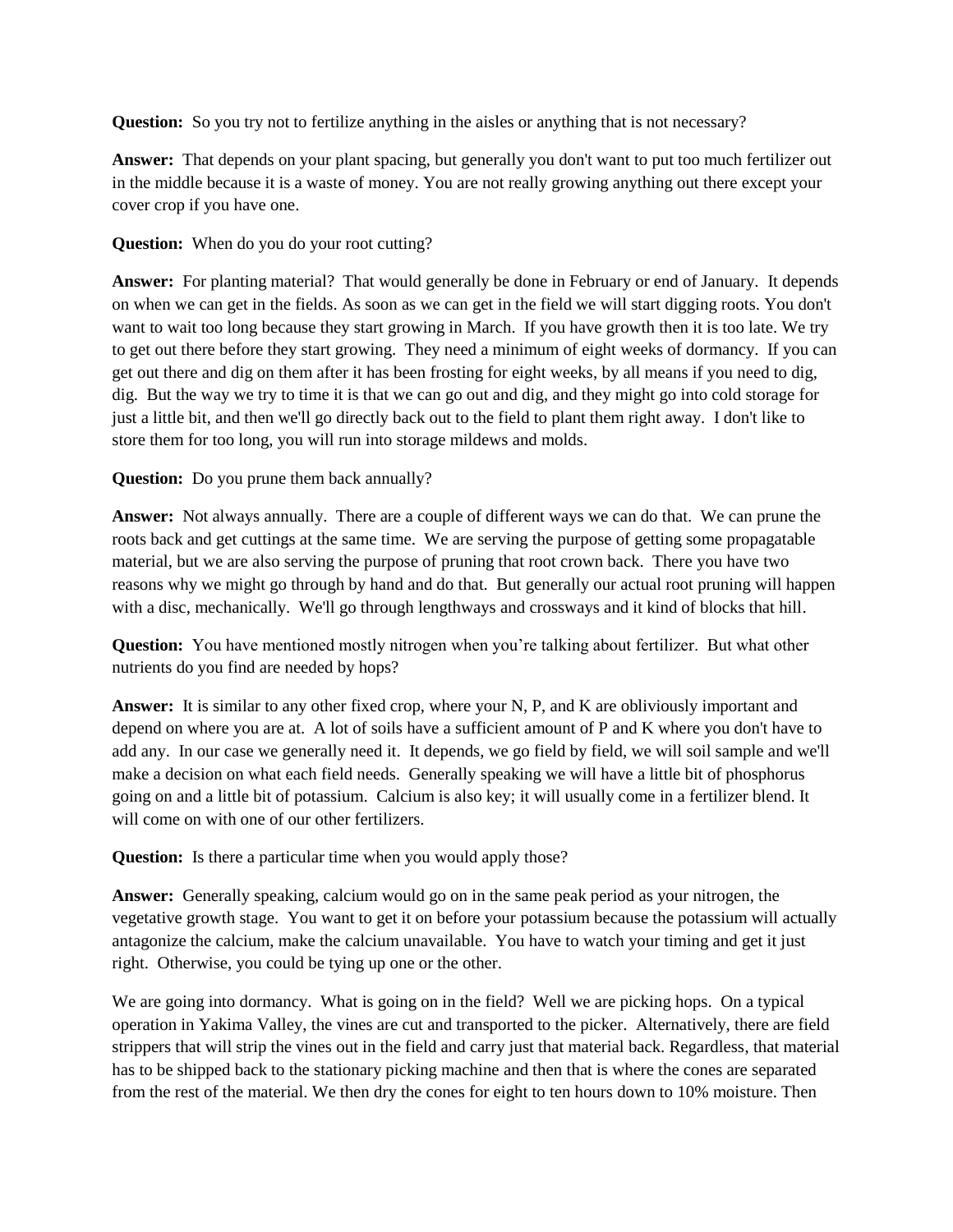**Question:** So you try not to fertilize anything in the aisles or anything that is not necessary?

**Answer:** That depends on your plant spacing, but generally you don't want to put too much fertilizer out in the middle because it is a waste of money. You are not really growing anything out there except your cover crop if you have one.

**Question:** When do you do your root cutting?

**Answer:** For planting material? That would generally be done in February or end of January. It depends on when we can get in the fields. As soon as we can get in the field we will start digging roots. You don't want to wait too long because they start growing in March. If you have growth then it is too late. We try to get out there before they start growing. They need a minimum of eight weeks of dormancy. If you can get out there and dig on them after it has been frosting for eight weeks, by all means if you need to dig, dig. But the way we try to time it is that we can go out and dig, and they might go into cold storage for just a little bit, and then we'll go directly back out to the field to plant them right away. I don't like to store them for too long, you will run into storage mildews and molds.

**Question:** Do you prune them back annually?

**Answer:** Not always annually. There are a couple of different ways we can do that. We can prune the roots back and get cuttings at the same time. We are serving the purpose of getting some propagatable material, but we are also serving the purpose of pruning that root crown back. There you have two reasons why we might go through by hand and do that. But generally our actual root pruning will happen with a disc, mechanically. We'll go through lengthways and crossways and it kind of blocks that hill.

**Question:** You have mentioned mostly nitrogen when you're talking about fertilizer. But what other nutrients do you find are needed by hops?

**Answer:** It is similar to any other fixed crop, where your N, P, and K are obliviously important and depend on where you are at. A lot of soils have a sufficient amount of P and K where you don't have to add any. In our case we generally need it. It depends, we go field by field, we will soil sample and we'll make a decision on what each field needs. Generally speaking we will have a little bit of phosphorus going on and a little bit of potassium. Calcium is also key; it will usually come in a fertilizer blend. It will come on with one of our other fertilizers.

**Question:** Is there a particular time when you would apply those?

**Answer:** Generally speaking, calcium would go on in the same peak period as your nitrogen, the vegetative growth stage. You want to get it on before your potassium because the potassium will actually antagonize the calcium, make the calcium unavailable. You have to watch your timing and get it just right. Otherwise, you could be tying up one or the other.

We are going into dormancy. What is going on in the field? Well we are picking hops. On a typical operation in Yakima Valley, the vines are cut and transported to the picker. Alternatively, there are field strippers that will strip the vines out in the field and carry just that material back. Regardless, that material has to be shipped back to the stationary picking machine and then that is where the cones are separated from the rest of the material. We then dry the cones for eight to ten hours down to 10% moisture. Then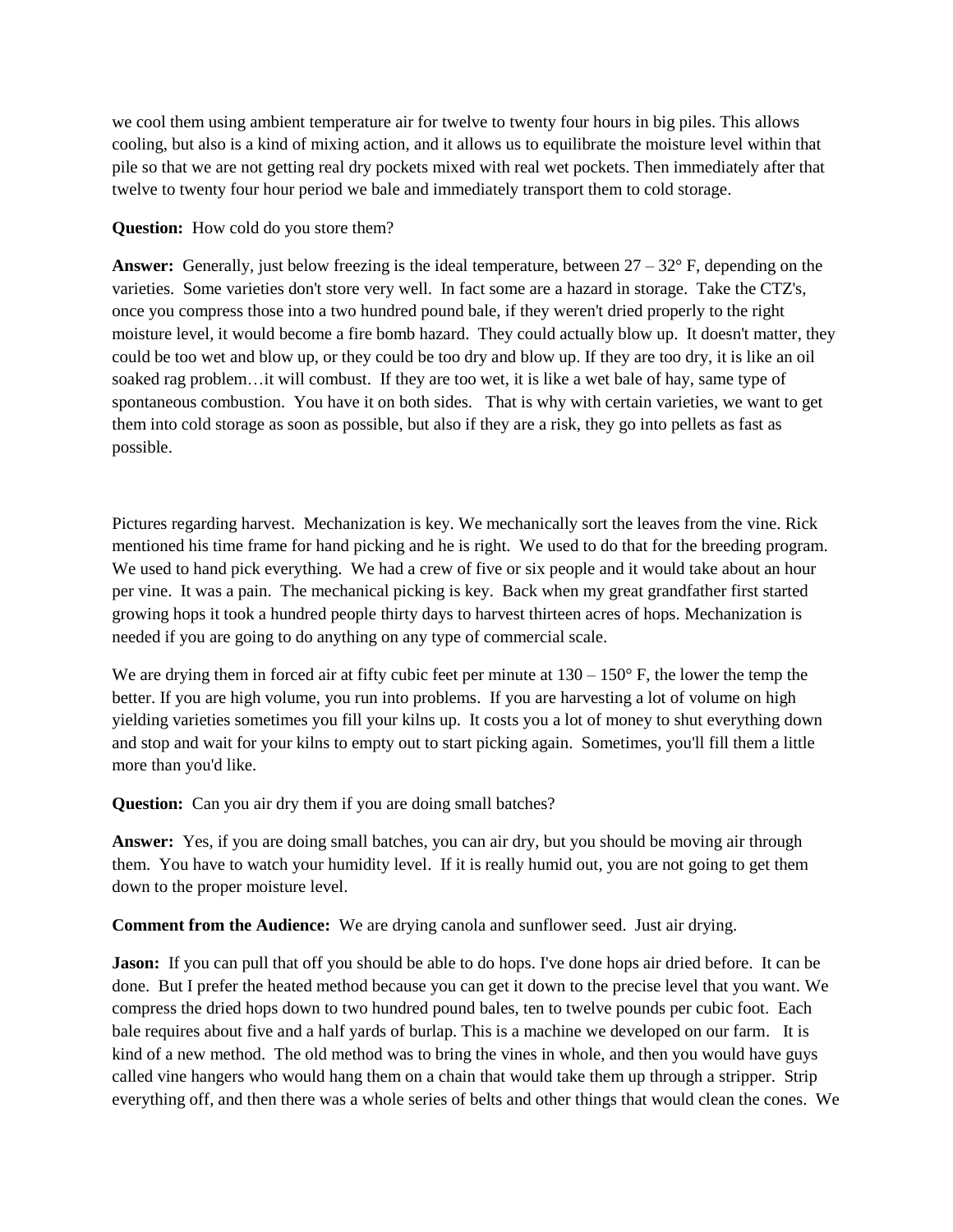we cool them using ambient temperature air for twelve to twenty four hours in big piles. This allows cooling, but also is a kind of mixing action, and it allows us to equilibrate the moisture level within that pile so that we are not getting real dry pockets mixed with real wet pockets. Then immediately after that twelve to twenty four hour period we bale and immediately transport them to cold storage.

**Question:** How cold do you store them?

**Answer:** Generally, just below freezing is the ideal temperature, between 27 – 32° F, depending on the varieties. Some varieties don't store very well. In fact some are a hazard in storage. Take the CTZ's, once you compress those into a two hundred pound bale, if they weren't dried properly to the right moisture level, it would become a fire bomb hazard. They could actually blow up. It doesn't matter, they could be too wet and blow up, or they could be too dry and blow up. If they are too dry, it is like an oil soaked rag problem…it will combust. If they are too wet, it is like a wet bale of hay, same type of spontaneous combustion. You have it on both sides. That is why with certain varieties, we want to get them into cold storage as soon as possible, but also if they are a risk, they go into pellets as fast as possible.

Pictures regarding harvest. Mechanization is key. We mechanically sort the leaves from the vine. Rick mentioned his time frame for hand picking and he is right. We used to do that for the breeding program. We used to hand pick everything. We had a crew of five or six people and it would take about an hour per vine. It was a pain. The mechanical picking is key. Back when my great grandfather first started growing hops it took a hundred people thirty days to harvest thirteen acres of hops. Mechanization is needed if you are going to do anything on any type of commercial scale.

We are drying them in forced air at fifty cubic feet per minute at 130 – 150° F, the lower the temp the better. If you are high volume, you run into problems. If you are harvesting a lot of volume on high yielding varieties sometimes you fill your kilns up. It costs you a lot of money to shut everything down and stop and wait for your kilns to empty out to start picking again. Sometimes, you'll fill them a little more than you'd like.

**Question:** Can you air dry them if you are doing small batches?

**Answer:** Yes, if you are doing small batches, you can air dry, but you should be moving air through them. You have to watch your humidity level. If it is really humid out, you are not going to get them down to the proper moisture level.

**Comment from the Audience:** We are drying canola and sunflower seed. Just air drying.

**Jason:** If you can pull that off you should be able to do hops. I've done hops air dried before. It can be done. But I prefer the heated method because you can get it down to the precise level that you want. We compress the dried hops down to two hundred pound bales, ten to twelve pounds per cubic foot. Each bale requires about five and a half yards of burlap. This is a machine we developed on our farm. It is kind of a new method. The old method was to bring the vines in whole, and then you would have guys called vine hangers who would hang them on a chain that would take them up through a stripper. Strip everything off, and then there was a whole series of belts and other things that would clean the cones. We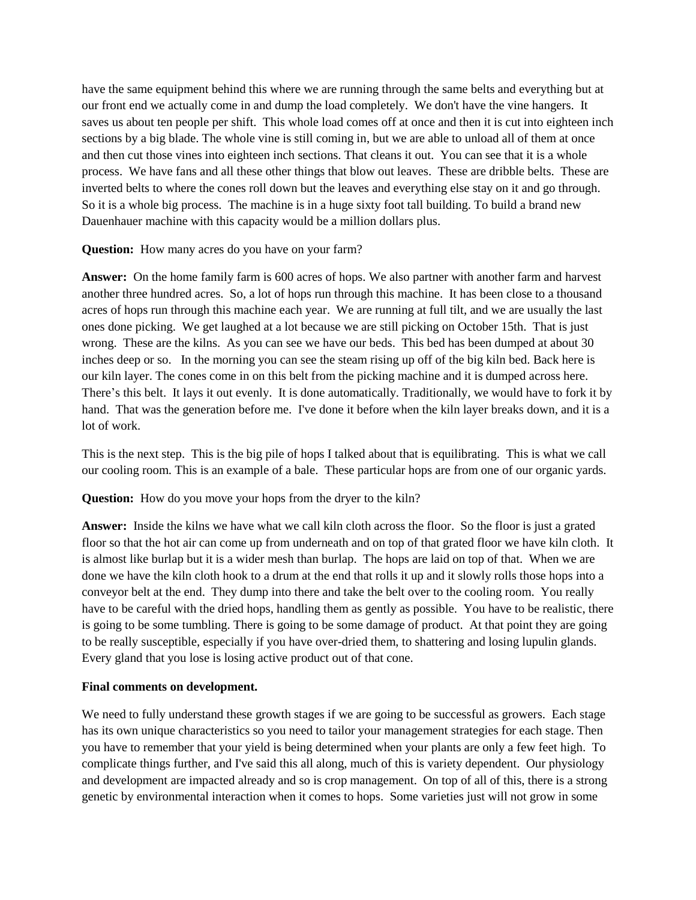have the same equipment behind this where we are running through the same belts and everything but at our front end we actually come in and dump the load completely. We don't have the vine hangers. It saves us about ten people per shift. This whole load comes off at once and then it is cut into eighteen inch sections by a big blade. The whole vine is still coming in, but we are able to unload all of them at once and then cut those vines into eighteen inch sections. That cleans it out. You can see that it is a whole process. We have fans and all these other things that blow out leaves. These are dribble belts. These are inverted belts to where the cones roll down but the leaves and everything else stay on it and go through. So it is a whole big process. The machine is in a huge sixty foot tall building. To build a brand new Dauenhauer machine with this capacity would be a million dollars plus.

**Question:** How many acres do you have on your farm?

**Answer:** On the home family farm is 600 acres of hops. We also partner with another farm and harvest another three hundred acres. So, a lot of hops run through this machine. It has been close to a thousand acres of hops run through this machine each year. We are running at full tilt, and we are usually the last ones done picking. We get laughed at a lot because we are still picking on October 15th. That is just wrong. These are the kilns. As you can see we have our beds. This bed has been dumped at about 30 inches deep or so. In the morning you can see the steam rising up off of the big kiln bed. Back here is our kiln layer. The cones come in on this belt from the picking machine and it is dumped across here. There's this belt. It lays it out evenly. It is done automatically. Traditionally, we would have to fork it by hand. That was the generation before me. I've done it before when the kiln layer breaks down, and it is a lot of work.

This is the next step. This is the big pile of hops I talked about that is equilibrating. This is what we call our cooling room. This is an example of a bale. These particular hops are from one of our organic yards.

**Question:** How do you move your hops from the dryer to the kiln?

**Answer:** Inside the kilns we have what we call kiln cloth across the floor. So the floor is just a grated floor so that the hot air can come up from underneath and on top of that grated floor we have kiln cloth. It is almost like burlap but it is a wider mesh than burlap. The hops are laid on top of that. When we are done we have the kiln cloth hook to a drum at the end that rolls it up and it slowly rolls those hops into a conveyor belt at the end. They dump into there and take the belt over to the cooling room. You really have to be careful with the dried hops, handling them as gently as possible. You have to be realistic, there is going to be some tumbling. There is going to be some damage of product. At that point they are going to be really susceptible, especially if you have over-dried them, to shattering and losing lupulin glands. Every gland that you lose is losing active product out of that cone.

**Final comments on development.**

We need to fully understand these growth stages if we are going to be successful as growers. Each stage has its own unique characteristics so you need to tailor your management strategies for each stage. Then you have to remember that your yield is being determined when your plants are only a few feet high. To complicate things further, and I've said this all along, much of this is variety dependent. Our physiology and development are impacted already and so is crop management. On top of all of this, there is a strong genetic by environmental interaction when it comes to hops. Some varieties just will not grow in some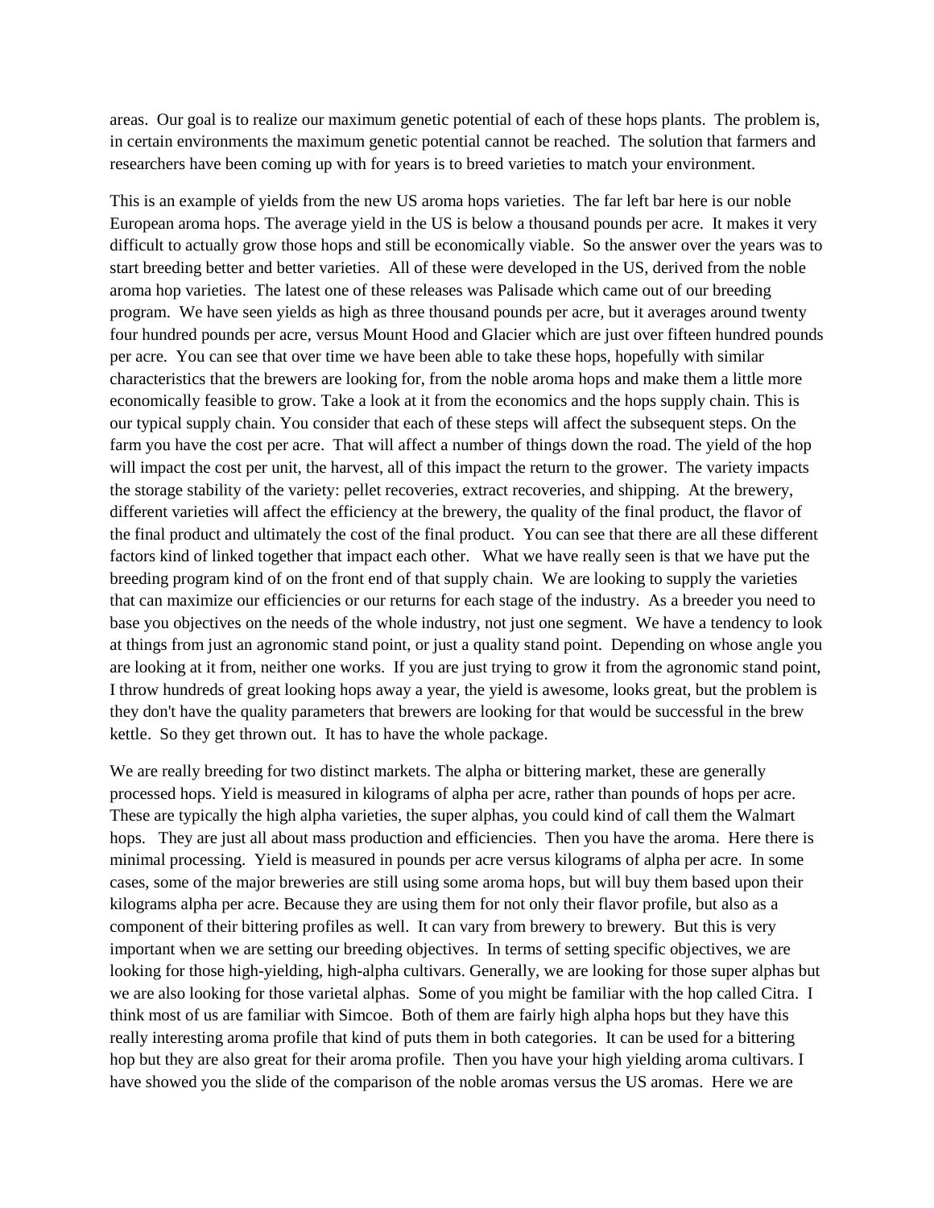areas. Our goal is to realize our maximum genetic potential of each of these hops plants. The problem is, in certain environments the maximum genetic potential cannot be reached. The solution that farmers and researchers have been coming up with for years is to breed varieties to match your environment.

This is an example of yields from the new US aroma hops varieties. The far left bar here is our noble European aroma hops. The average yield in the US is below a thousand pounds per acre. It makes it very difficult to actually grow those hops and still be economically viable. So the answer over the years was to start breeding better and better varieties. All of these were developed in the US, derived from the noble aroma hop varieties. The latest one of these releases was Palisade which came out of our breeding program. We have seen yields as high as three thousand pounds per acre, but it averages around twenty four hundred pounds per acre, versus Mount Hood and Glacier which are just over fifteen hundred pounds per acre. You can see that over time we have been able to take these hops, hopefully with similar characteristics that the brewers are looking for, from the noble aroma hops and make them a little more economically feasible to grow. Take a look at it from the economics and the hops supply chain. This is our typical supply chain. You consider that each of these steps will affect the subsequent steps. On the farm you have the cost per acre. That will affect a number of things down the road. The yield of the hop will impact the cost per unit, the harvest, all of this impact the return to the grower. The variety impacts the storage stability of the variety: pellet recoveries, extract recoveries, and shipping. At the brewery, different varieties will affect the efficiency at the brewery, the quality of the final product, the flavor of the final product and ultimately the cost of the final product. You can see that there are all these different factors kind of linked together that impact each other. What we have really seen is that we have put the breeding program kind of on the front end of that supply chain. We are looking to supply the varieties that can maximize our efficiencies or our returns for each stage of the industry. As a breeder you need to base you objectives on the needs of the whole industry, not just one segment. We have a tendency to look at things from just an agronomic stand point, or just a quality stand point. Depending on whose angle you are looking at it from, neither one works. If you are just trying to grow it from the agronomic stand point, I throw hundreds of great looking hops away a year, the yield is awesome, looks great, but the problem is they don't have the quality parameters that brewers are looking for that would be successful in the brew kettle. So they get thrown out. It has to have the whole package.

We are really breeding for two distinct markets. The alpha or bittering market, these are generally processed hops. Yield is measured in kilograms of alpha per acre, rather than pounds of hops per acre. These are typically the high alpha varieties, the super alphas, you could kind of call them the Walmart hops. They are just all about mass production and efficiencies. Then you have the aroma. Here there is minimal processing. Yield is measured in pounds per acre versus kilograms of alpha per acre. In some cases, some of the major breweries are still using some aroma hops, but will buy them based upon their kilograms alpha per acre. Because they are using them for not only their flavor profile, but also as a component of their bittering profiles as well. It can vary from brewery to brewery. But this is very important when we are setting our breeding objectives. In terms of setting specific objectives, we are looking for those high-yielding, high-alpha cultivars. Generally, we are looking for those super alphas but we are also looking for those varietal alphas. Some of you might be familiar with the hop called Citra. I think most of us are familiar with Simcoe. Both of them are fairly high alpha hops but they have this really interesting aroma profile that kind of puts them in both categories. It can be used for a bittering hop but they are also great for their aroma profile. Then you have your high yielding aroma cultivars. I have showed you the slide of the comparison of the noble aromas versus the US aromas. Here we are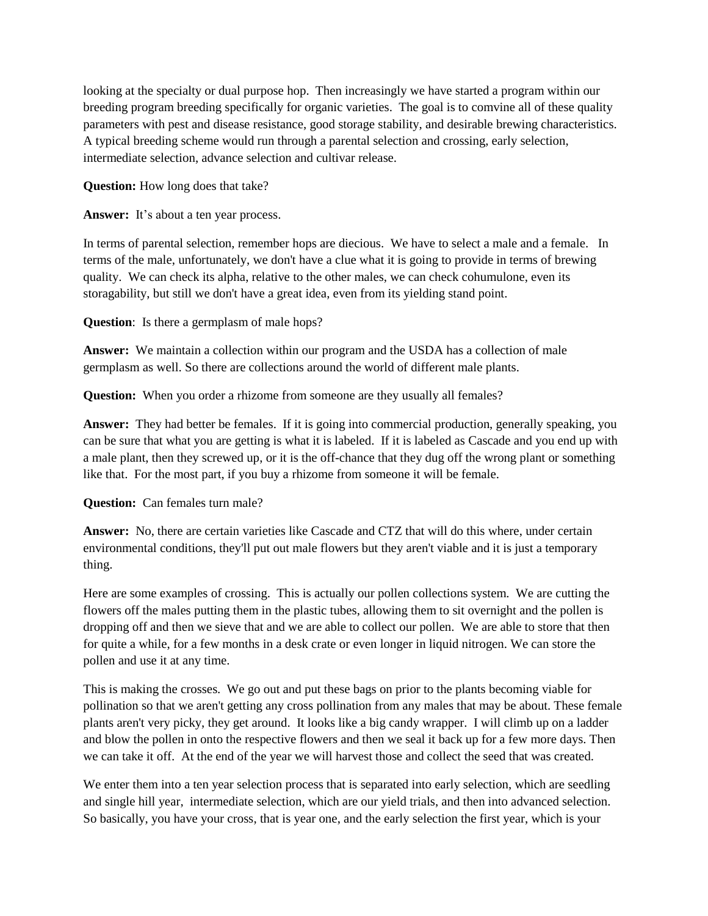looking at the specialty or dual purpose hop. Then increasingly we have started a program within our breeding program breeding specifically for organic varieties. The goal is to comvine all of these quality parameters with pest and disease resistance, good storage stability, and desirable brewing characteristics. A typical breeding scheme would run through a parental selection and crossing, early selection, intermediate selection, advance selection and cultivar release.

**Question:** How long does that take?

**Answer:** It's about a ten year process.

In terms of parental selection, remember hops are diecious. We have to select a male and a female. In terms of the male, unfortunately, we don't have a clue what it is going to provide in terms of brewing quality. We can check its alpha, relative to the other males, we can check cohumulone, even its storagability, but still we don't have a great idea, even from its yielding stand point.

**Question**: Is there a germplasm of male hops?

**Answer:** We maintain a collection within our program and the USDA has a collection of male germplasm as well. So there are collections around the world of different male plants.

**Question:** When you order a rhizome from someone are they usually all females?

**Answer:** They had better be females. If it is going into commercial production, generally speaking, you can be sure that what you are getting is what it is labeled. If it is labeled as Cascade and you end up with a male plant, then they screwed up, or it is the off-chance that they dug off the wrong plant or something like that. For the most part, if you buy a rhizome from someone it will be female.

**Question:** Can females turn male?

**Answer:** No, there are certain varieties like Cascade and CTZ that will do this where, under certain environmental conditions, they'll put out male flowers but they aren't viable and it is just a temporary thing.

Here are some examples of crossing. This is actually our pollen collections system. We are cutting the flowers off the males putting them in the plastic tubes, allowing them to sit overnight and the pollen is dropping off and then we sieve that and we are able to collect our pollen. We are able to store that then for quite a while, for a few months in a desk crate or even longer in liquid nitrogen. We can store the pollen and use it at any time.

This is making the crosses. We go out and put these bags on prior to the plants becoming viable for pollination so that we aren't getting any cross pollination from any males that may be about. These female plants aren't very picky, they get around. It looks like a big candy wrapper. I will climb up on a ladder and blow the pollen in onto the respective flowers and then we seal it back up for a few more days. Then we can take it off. At the end of the year we will harvest those and collect the seed that was created.

We enter them into a ten year selection process that is separated into early selection, which are seedling and single hill year, intermediate selection, which are our yield trials, and then into advanced selection. So basically, you have your cross, that is year one, and the early selection the first year, which is your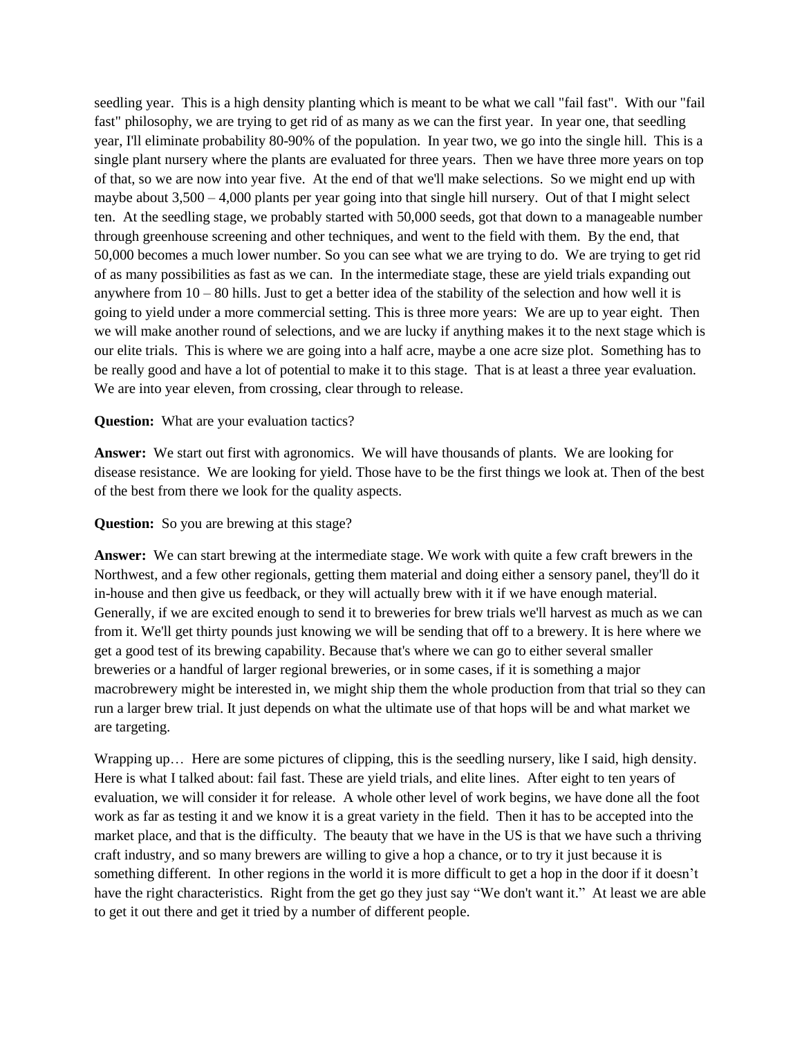seedling year. This is a high density planting which is meant to be what we call "fail fast". With our "fail fast" philosophy, we are trying to get rid of as many as we can the first year. In year one, that seedling year, I'll eliminate probability 80-90% of the population. In year two, we go into the single hill. This is a single plant nursery where the plants are evaluated for three years. Then we have three more years on top of that, so we are now into year five. At the end of that we'll make selections. So we might end up with maybe about 3,500 – 4,000 plants per year going into that single hill nursery. Out of that I might select ten. At the seedling stage, we probably started with 50,000 seeds, got that down to a manageable number through greenhouse screening and other techniques, and went to the field with them. By the end, that 50,000 becomes a much lower number. So you can see what we are trying to do. We are trying to get rid of as many possibilities as fast as we can. In the intermediate stage, these are yield trials expanding out anywhere from 10 – 80 hills. Just to get a better idea of the stability of the selection and how well it is going to yield under a more commercial setting. This is three more years: We are up to year eight. Then we will make another round of selections, and we are lucky if anything makes it to the next stage which is our elite trials. This is where we are going into a half acre, maybe a one acre size plot. Something has to be really good and have a lot of potential to make it to this stage. That is at least a three year evaluation. We are into year eleven, from crossing, clear through to release.

**Question:** What are your evaluation tactics?

**Answer:** We start out first with agronomics. We will have thousands of plants. We are looking for disease resistance. We are looking for yield. Those have to be the first things we look at. Then of the best of the best from there we look for the quality aspects.

**Question:** So you are brewing at this stage?

**Answer:** We can start brewing at the intermediate stage. We work with quite a few craft brewers in the Northwest, and a few other regionals, getting them material and doing either a sensory panel, they'll do it in-house and then give us feedback, or they will actually brew with it if we have enough material. Generally, if we are excited enough to send it to breweries for brew trials we'll harvest as much as we can from it. We'll get thirty pounds just knowing we will be sending that off to a brewery. It is here where we get a good test of its brewing capability. Because that's where we can go to either several smaller breweries or a handful of larger regional breweries, or in some cases, if it is something a major macrobrewery might be interested in, we might ship them the whole production from that trial so they can run a larger brew trial. It just depends on what the ultimate use of that hops will be and what market we are targeting.

Wrapping up… Here are some pictures of clipping, this is the seedling nursery, like I said, high density. Here is what I talked about: fail fast. These are yield trials, and elite lines. After eight to ten years of evaluation, we will consider it for release. A whole other level of work begins, we have done all the foot work as far as testing it and we know it is a great variety in the field. Then it has to be accepted into the market place, and that is the difficulty. The beauty that we have in the US is that we have such a thriving craft industry, and so many brewers are willing to give a hop a chance, or to try it just because it is something different. In other regions in the world it is more difficult to get a hop in the door if it doesn't have the right characteristics. Right from the get go they just say "We don't want it." At least we are able to get it out there and get it tried by a number of different people.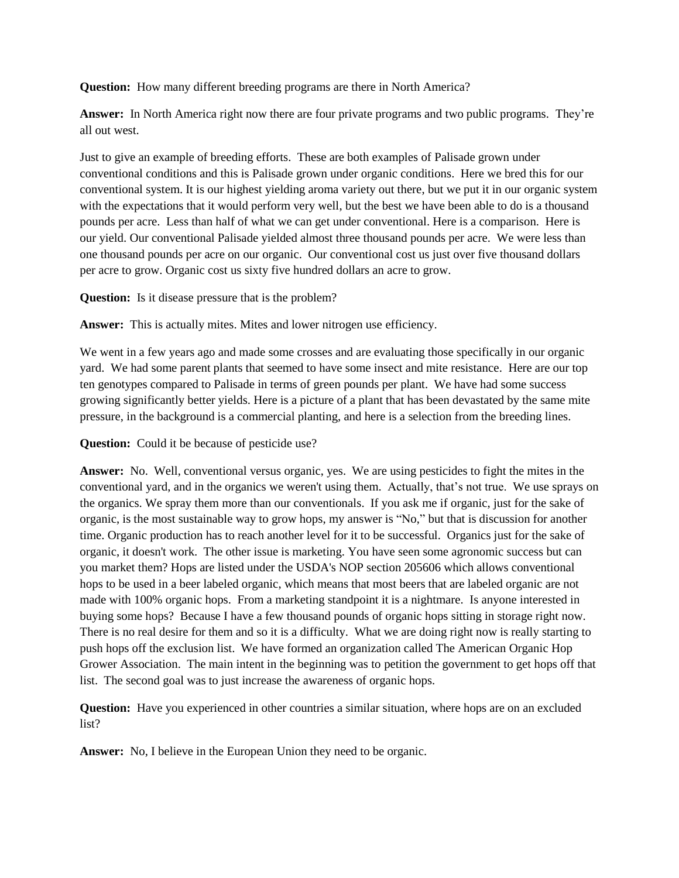**Question:** How many different breeding programs are there in North America?

**Answer:** In North America right now there are four private programs and two public programs. They're all out west.

Just to give an example of breeding efforts. These are both examples of Palisade grown under conventional conditions and this is Palisade grown under organic conditions. Here we bred this for our conventional system. It is our highest yielding aroma variety out there, but we put it in our organic system with the expectations that it would perform very well, but the best we have been able to do is a thousand pounds per acre. Less than half of what we can get under conventional. Here is a comparison. Here is our yield. Our conventional Palisade yielded almost three thousand pounds per acre. We were less than one thousand pounds per acre on our organic. Our conventional cost us just over five thousand dollars per acre to grow. Organic cost us sixty five hundred dollars an acre to grow.

**Question:** Is it disease pressure that is the problem?

**Answer:** This is actually mites. Mites and lower nitrogen use efficiency.

We went in a few years ago and made some crosses and are evaluating those specifically in our organic yard. We had some parent plants that seemed to have some insect and mite resistance. Here are our top ten genotypes compared to Palisade in terms of green pounds per plant. We have had some success growing significantly better yields. Here is a picture of a plant that has been devastated by the same mite pressure, in the background is a commercial planting, and here is a selection from the breeding lines.

**Question:** Could it be because of pesticide use?

**Answer:** No. Well, conventional versus organic, yes. We are using pesticides to fight the mites in the conventional yard, and in the organics we weren't using them. Actually, that's not true. We use sprays on the organics. We spray them more than our conventionals. If you ask me if organic, just for the sake of organic, is the most sustainable way to grow hops, my answer is "No," but that is discussion for another time. Organic production has to reach another level for it to be successful. Organics just for the sake of organic, it doesn't work. The other issue is marketing. You have seen some agronomic success but can you market them? Hops are listed under the USDA's NOP section 205606 which allows conventional hops to be used in a beer labeled organic, which means that most beers that are labeled organic are not made with 100% organic hops. From a marketing standpoint it is a nightmare. Is anyone interested in buying some hops? Because I have a few thousand pounds of organic hops sitting in storage right now. There is no real desire for them and so it is a difficulty. What we are doing right now is really starting to push hops off the exclusion list. We have formed an organization called The American Organic Hop Grower Association. The main intent in the beginning was to petition the government to get hops off that list. The second goal was to just increase the awareness of organic hops.

**Question:** Have you experienced in other countries a similar situation, where hops are on an excluded list?

**Answer:** No, I believe in the European Union they need to be organic.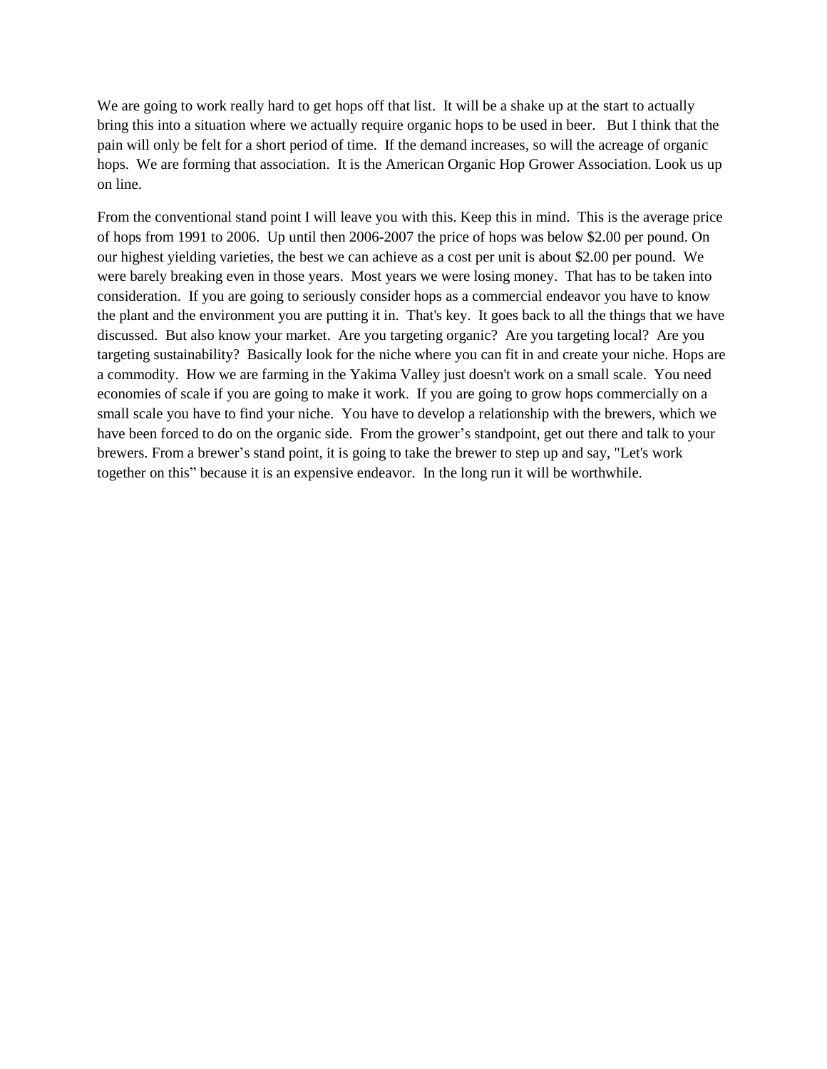We are going to work really hard to get hops off that list. It will be a shake up at the start to actually bring this into a situation where we actually require organic hops to be used in beer. But I think that the pain will only be felt for a short period of time. If the demand increases, so will the acreage of organic hops. We are forming that association. It is the American Organic Hop Grower Association. Look us up on line.

From the conventional stand point I will leave you with this. Keep this in mind. This is the average price of hops from 1991 to 2006. Up until then 2006-2007 the price of hops was below $2.00 per pound. On our highest yielding varieties, the best we can achieve as a cost per unit is about $2.00 per pound. We were barely breaking even in those years. Most years we were losing money. That has to be taken into consideration. If you are going to seriously consider hops as a commercial endeavor you have to know the plant and the environment you are putting it in. That's key. It goes back to all the things that we have discussed. But also know your market. Are you targeting organic? Are you targeting local? Are you targeting sustainability? Basically look for the niche where you can fit in and create your niche. Hops are a commodity. How we are farming in the Yakima Valley just doesn't work on a small scale. You need economies of scale if you are going to make it work. If you are going to grow hops commercially on a small scale you have to find your niche. You have to develop a relationship with the brewers, which we have been forced to do on the organic side. From the grower's standpoint, get out there and talk to your brewers. From a brewer's stand point, it is going to take the brewer to step up and say, "Let's work together on this" because it is an expensive endeavor. In the long run it will be worthwhile.